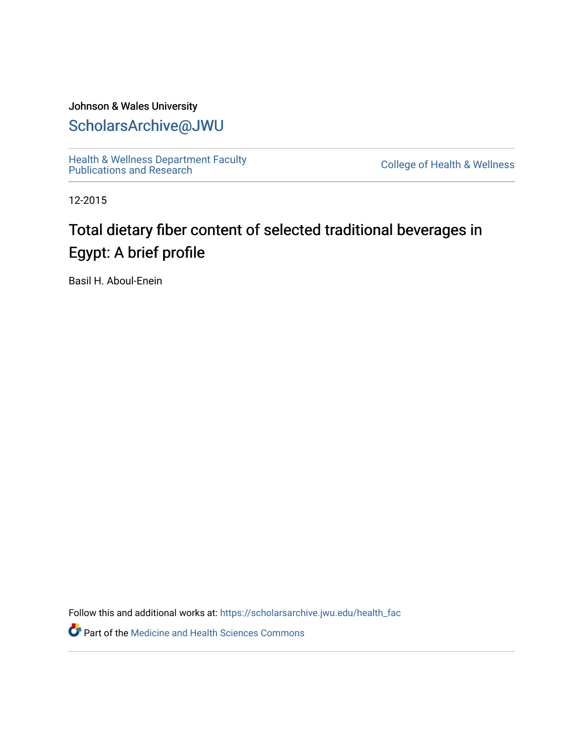Johnson & Wales University

## ScholarsArchive@JWU

Health & Wellness Department Faculty Publications and Research

College of Health & Wellness

12-2015

# Total dietary fiber content of selected traditional beverages in Egypt: A brief profile

Basil H. Aboul-Enein

Follow this and additional works at: https://scholarsarchive.jwu.edu/health_fac

Part of the Medicine and Health Sciences Commons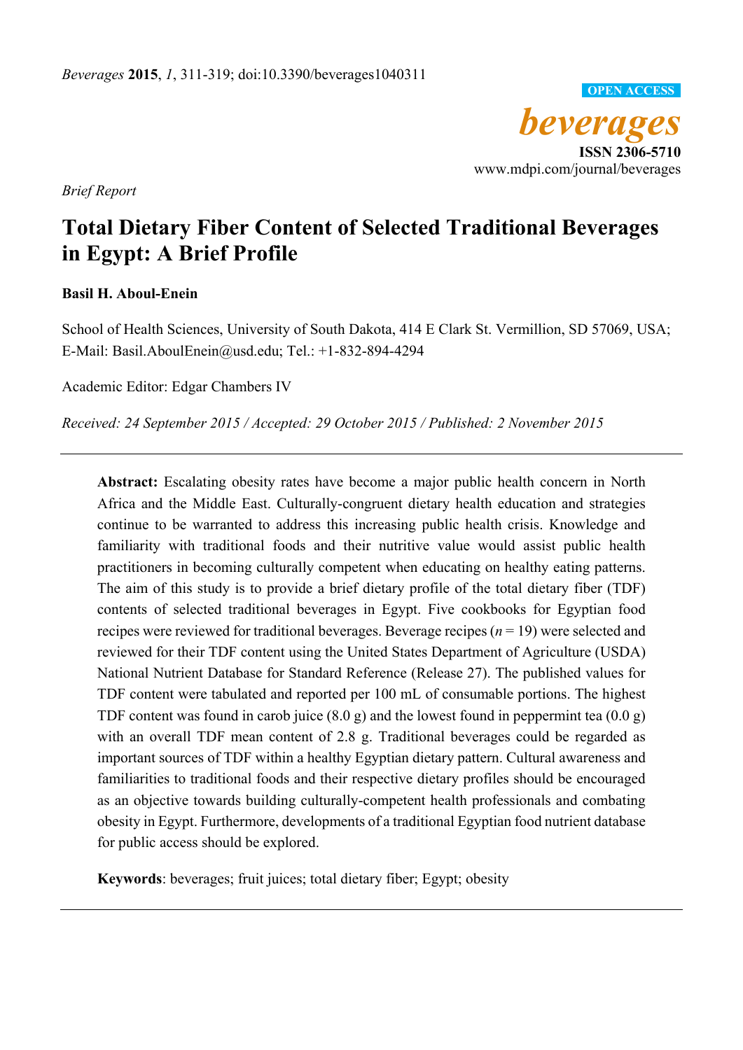*Brief Report*

# Total Dietary Fiber Content of Selected Traditional Beverages in Egypt: A Brief Profile

**Basil H. Aboul-Enein**

School of Health Sciences, University of South Dakota, 414 E Clark St. Vermillion, SD 57069, USA; E-Mail: Basil.AboulEnein@usd.edu; Tel.: +1-832-894-4294

Academic Editor: Edgar Chambers IV

*Received: 24 September 2015 / Accepted: 29 October 2015 / Published: 2 November 2015*

---

**Abstract:** Escalating obesity rates have become a major public health concern in North Africa and the Middle East. Culturally-congruent dietary health education and strategies continue to be warranted to address this increasing public health crisis. Knowledge and familiarity with traditional foods and their nutritive value would assist public health practitioners in becoming culturally competent when educating on healthy eating patterns. The aim of this study is to provide a brief dietary profile of the total dietary fiber (TDF) contents of selected traditional beverages in Egypt. Five cookbooks for Egyptian food recipes were reviewed for traditional beverages. Beverage recipes ($n = 19$) were selected and reviewed for their TDF content using the United States Department of Agriculture (USDA) National Nutrient Database for Standard Reference (Release 27). The published values for TDF content were tabulated and reported per 100 mL of consumable portions. The highest TDF content was found in carob juice (8.0 g) and the lowest found in peppermint tea (0.0 g) with an overall TDF mean content of 2.8 g. Traditional beverages could be regarded as important sources of TDF within a healthy Egyptian dietary pattern. Cultural awareness and familiarities to traditional foods and their respective dietary profiles should be encouraged as an objective towards building culturally-competent health professionals and combating obesity in Egypt. Furthermore, developments of a traditional Egyptian food nutrient database for public access should be explored.

**Keywords**: beverages; fruit juices; total dietary fiber; Egypt; obesity

---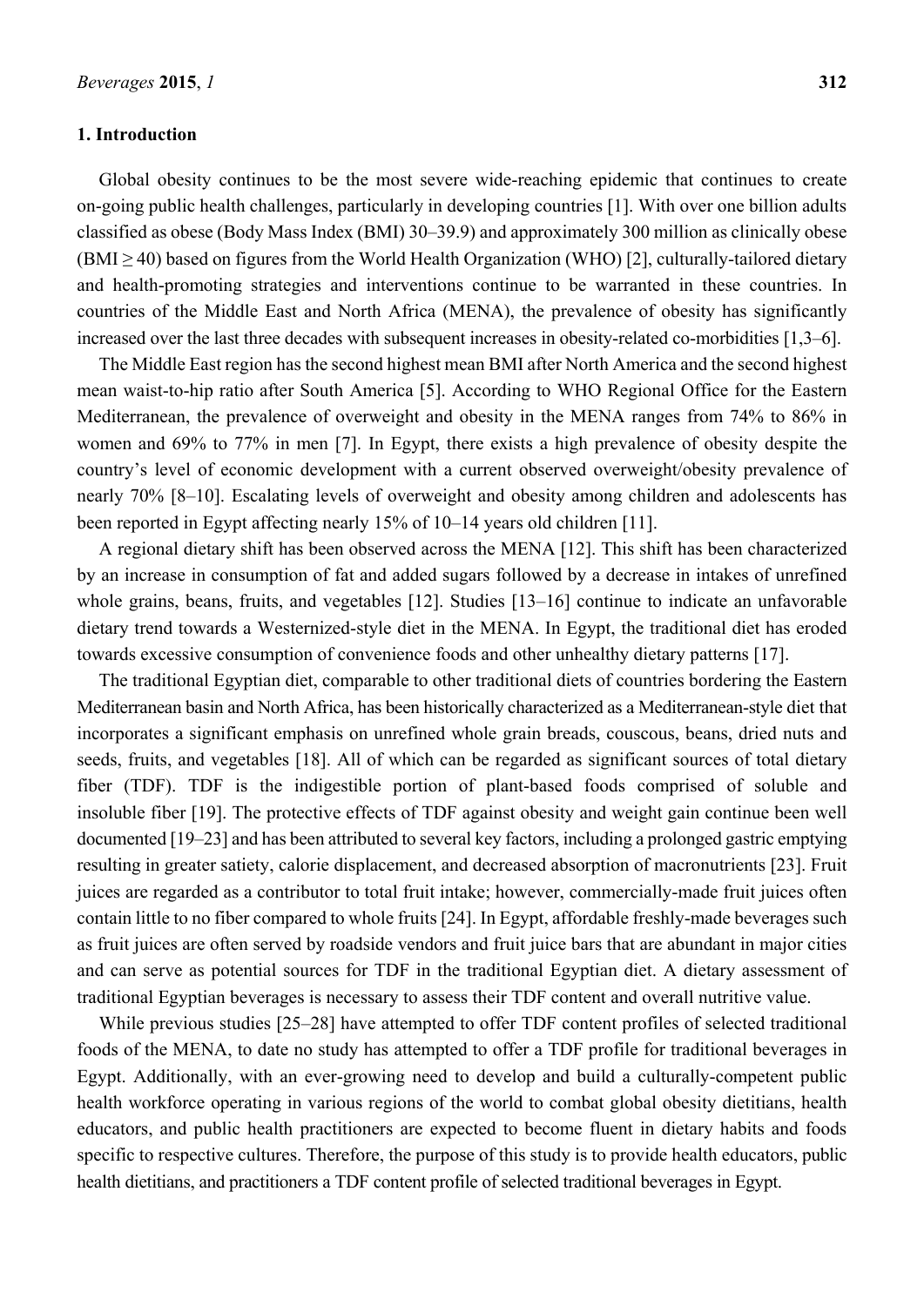## 1. Introduction

Global obesity continues to be the most severe wide-reaching epidemic that continues to create on-going public health challenges, particularly in developing countries [1]. With over one billion adults classified as obese (Body Mass Index (BMI) 30–39.9) and approximately 300 million as clinically obese (BMI ≥ 40) based on figures from the World Health Organization (WHO) [2], culturally-tailored dietary and health-promoting strategies and interventions continue to be warranted in these countries. In countries of the Middle East and North Africa (MENA), the prevalence of obesity has significantly increased over the last three decades with subsequent increases in obesity-related co-morbidities [1,3–6].

The Middle East region has the second highest mean BMI after North America and the second highest mean waist-to-hip ratio after South America [5]. According to WHO Regional Office for the Eastern Mediterranean, the prevalence of overweight and obesity in the MENA ranges from 74% to 86% in women and 69% to 77% in men [7]. In Egypt, there exists a high prevalence of obesity despite the country's level of economic development with a current observed overweight/obesity prevalence of nearly 70% [8–10]. Escalating levels of overweight and obesity among children and adolescents has been reported in Egypt affecting nearly 15% of 10–14 years old children [11].

A regional dietary shift has been observed across the MENA [12]. This shift has been characterized by an increase in consumption of fat and added sugars followed by a decrease in intakes of unrefined whole grains, beans, fruits, and vegetables [12]. Studies [13–16] continue to indicate an unfavorable dietary trend towards a Westernized-style diet in the MENA. In Egypt, the traditional diet has eroded towards excessive consumption of convenience foods and other unhealthy dietary patterns [17].

The traditional Egyptian diet, comparable to other traditional diets of countries bordering the Eastern Mediterranean basin and North Africa, has been historically characterized as a Mediterranean-style diet that incorporates a significant emphasis on unrefined whole grain breads, couscous, beans, dried nuts and seeds, fruits, and vegetables [18]. All of which can be regarded as significant sources of total dietary fiber (TDF). TDF is the indigestible portion of plant-based foods comprised of soluble and insoluble fiber [19]. The protective effects of TDF against obesity and weight gain continue been well documented [19–23] and has been attributed to several key factors, including a prolonged gastric emptying resulting in greater satiety, calorie displacement, and decreased absorption of macronutrients [23]. Fruit juices are regarded as a contributor to total fruit intake; however, commercially-made fruit juices often contain little to no fiber compared to whole fruits [24]. In Egypt, affordable freshly-made beverages such as fruit juices are often served by roadside vendors and fruit juice bars that are abundant in major cities and can serve as potential sources for TDF in the traditional Egyptian diet. A dietary assessment of traditional Egyptian beverages is necessary to assess their TDF content and overall nutritive value.

While previous studies [25–28] have attempted to offer TDF content profiles of selected traditional foods of the MENA, to date no study has attempted to offer a TDF profile for traditional beverages in Egypt. Additionally, with an ever-growing need to develop and build a culturally-competent public health workforce operating in various regions of the world to combat global obesity dietitians, health educators, and public health practitioners are expected to become fluent in dietary habits and foods specific to respective cultures. Therefore, the purpose of this study is to provide health educators, public health dietitians, and practitioners a TDF content profile of selected traditional beverages in Egypt.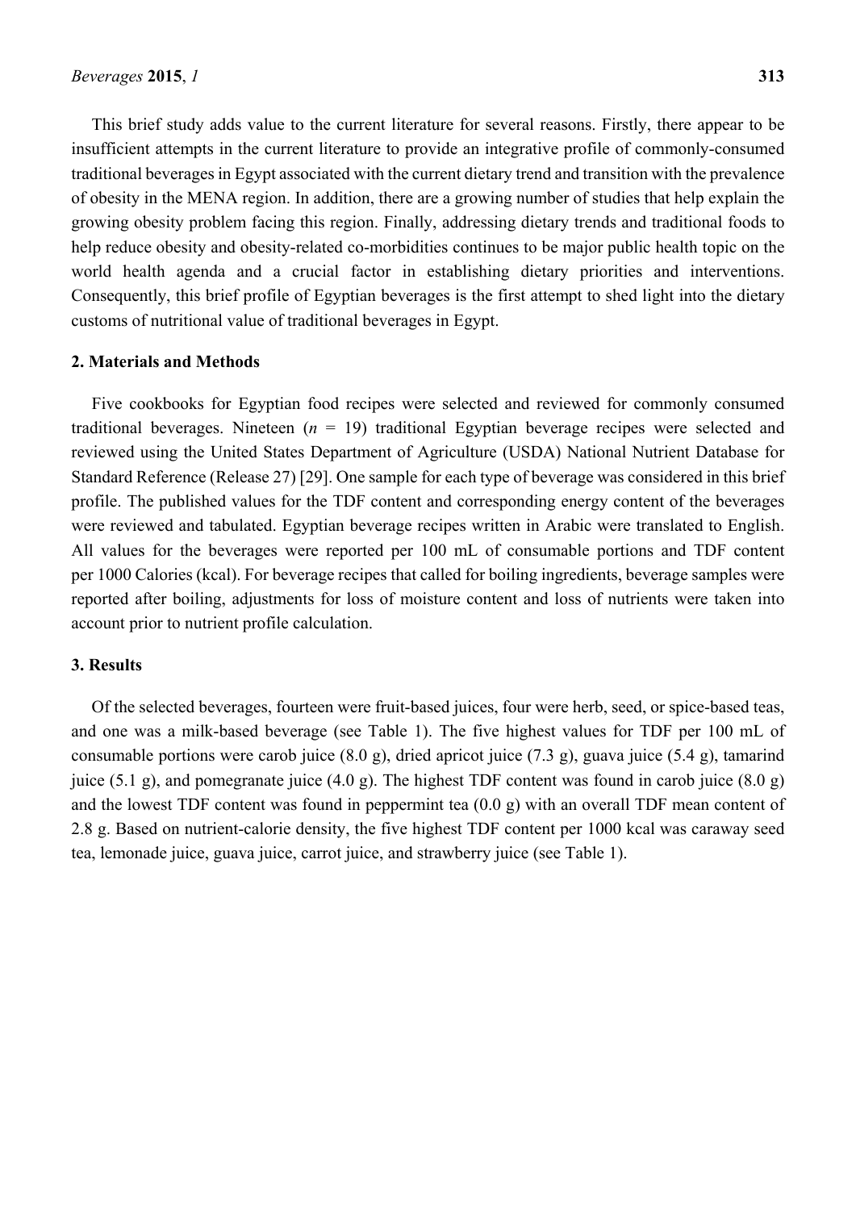This brief study adds value to the current literature for several reasons. Firstly, there appear to be insufficient attempts in the current literature to provide an integrative profile of commonly-consumed traditional beverages in Egypt associated with the current dietary trend and transition with the prevalence of obesity in the MENA region. In addition, there are a growing number of studies that help explain the growing obesity problem facing this region. Finally, addressing dietary trends and traditional foods to help reduce obesity and obesity-related co-morbidities continues to be major public health topic on the world health agenda and a crucial factor in establishing dietary priorities and interventions. Consequently, this brief profile of Egyptian beverages is the first attempt to shed light into the dietary customs of nutritional value of traditional beverages in Egypt.

## 2. Materials and Methods

Five cookbooks for Egyptian food recipes were selected and reviewed for commonly consumed traditional beverages. Nineteen ($n$ = 19) traditional Egyptian beverage recipes were selected and reviewed using the United States Department of Agriculture (USDA) National Nutrient Database for Standard Reference (Release 27) [29]. One sample for each type of beverage was considered in this brief profile. The published values for the TDF content and corresponding energy content of the beverages were reviewed and tabulated. Egyptian beverage recipes written in Arabic were translated to English. All values for the beverages were reported per 100 mL of consumable portions and TDF content per 1000 Calories (kcal). For beverage recipes that called for boiling ingredients, beverage samples were reported after boiling, adjustments for loss of moisture content and loss of nutrients were taken into account prior to nutrient profile calculation.

## 3. Results

Of the selected beverages, fourteen were fruit-based juices, four were herb, seed, or spice-based teas, and one was a milk-based beverage (see Table 1). The five highest values for TDF per 100 mL of consumable portions were carob juice (8.0 g), dried apricot juice (7.3 g), guava juice (5.4 g), tamarind juice (5.1 g), and pomegranate juice (4.0 g). The highest TDF content was found in carob juice (8.0 g) and the lowest TDF content was found in peppermint tea (0.0 g) with an overall TDF mean content of 2.8 g. Based on nutrient-calorie density, the five highest TDF content per 1000 kcal was caraway seed tea, lemonade juice, guava juice, carrot juice, and strawberry juice (see Table 1).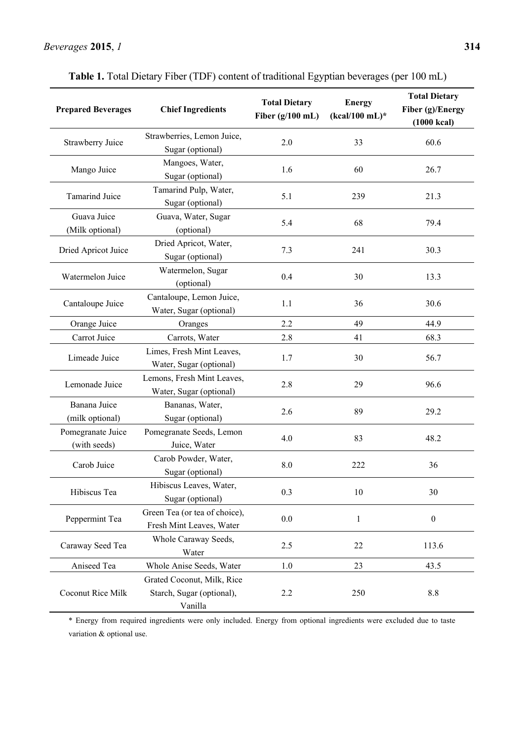**Table 1.** Total Dietary Fiber (TDF) content of traditional Egyptian beverages (per 100 mL)

| Prepared Beverages | Chief Ingredients | Total Dietary Fiber (g/100 mL) | Energy (kcal/100 mL)* | Total Dietary Fiber (g)/Energy (1000 kcal) |
|---|---|---|---|---|
| Strawberry Juice | Strawberries, Lemon Juice, Sugar (optional) | 2.0 | 33 | 60.6 |
| Mango Juice | Mangoes, Water, Sugar (optional) | 1.6 | 60 | 26.7 |
| Tamarind Juice | Tamarind Pulp, Water, Sugar (optional) | 5.1 | 239 | 21.3 |
| Guava Juice (Milk optional) | Guava, Water, Sugar (optional) | 5.4 | 68 | 79.4 |
| Dried Apricot Juice | Dried Apricot, Water, Sugar (optional) | 7.3 | 241 | 30.3 |
| Watermelon Juice | Watermelon, Sugar (optional) | 0.4 | 30 | 13.3 |
| Cantaloupe Juice | Cantaloupe, Lemon Juice, Water, Sugar (optional) | 1.1 | 36 | 30.6 |
| Orange Juice | Oranges | 2.2 | 49 | 44.9 |
| Carrot Juice | Carrots, Water | 2.8 | 41 | 68.3 |
| Limeade Juice | Limes, Fresh Mint Leaves, Water, Sugar (optional) | 1.7 | 30 | 56.7 |
| Lemonade Juice | Lemons, Fresh Mint Leaves, Water, Sugar (optional) | 2.8 | 29 | 96.6 |
| Banana Juice (milk optional) | Bananas, Water, Sugar (optional) | 2.6 | 89 | 29.2 |
| Pomegranate Juice (with seeds) | Pomegranate Seeds, Lemon Juice, Water | 4.0 | 83 | 48.2 |
| Carob Juice | Carob Powder, Water, Sugar (optional) | 8.0 | 222 | 36 |
| Hibiscus Tea | Hibiscus Leaves, Water, Sugar (optional) | 0.3 | 10 | 30 |
| Peppermint Tea | Green Tea (or tea of choice), Fresh Mint Leaves, Water | 0.0 | 1 | 0 |
| Caraway Seed Tea | Whole Caraway Seeds, Water | 2.5 | 22 | 113.6 |
| Aniseed Tea | Whole Anise Seeds, Water | 1.0 | 23 | 43.5 |
| Coconut Rice Milk | Grated Coconut, Milk, Rice Starch, Sugar (optional), Vanilla | 2.2 | 250 | 8.8 |

\* Energy from required ingredients were only included. Energy from optional ingredients were excluded due to taste variation & optional use.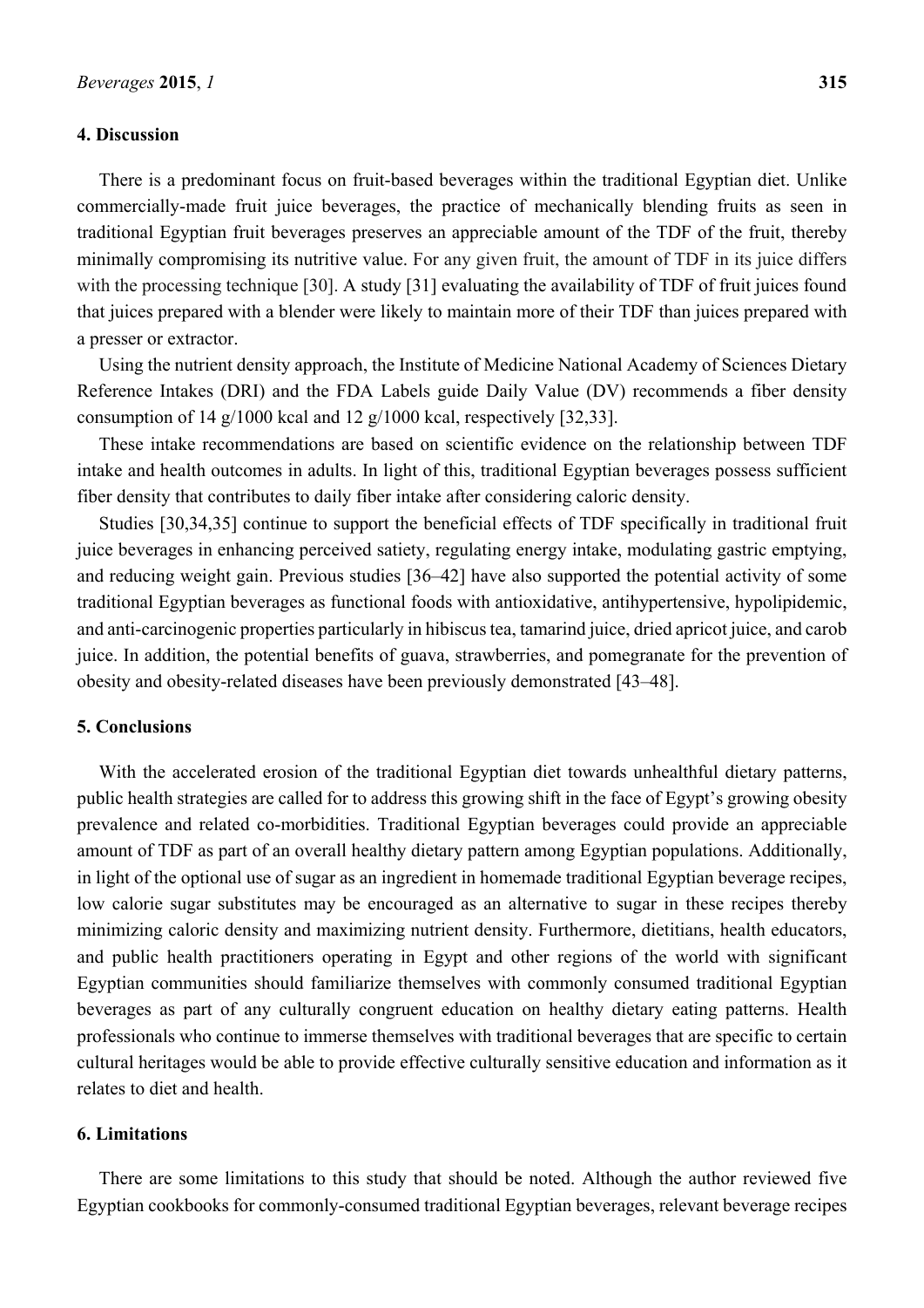## 4. Discussion

There is a predominant focus on fruit-based beverages within the traditional Egyptian diet. Unlike commercially-made fruit juice beverages, the practice of mechanically blending fruits as seen in traditional Egyptian fruit beverages preserves an appreciable amount of the TDF of the fruit, thereby minimally compromising its nutritive value. For any given fruit, the amount of TDF in its juice differs with the processing technique [30]. A study [31] evaluating the availability of TDF of fruit juices found that juices prepared with a blender were likely to maintain more of their TDF than juices prepared with a presser or extractor.

Using the nutrient density approach, the Institute of Medicine National Academy of Sciences Dietary Reference Intakes (DRI) and the FDA Labels guide Daily Value (DV) recommends a fiber density consumption of 14 g/1000 kcal and 12 g/1000 kcal, respectively [32,33].

These intake recommendations are based on scientific evidence on the relationship between TDF intake and health outcomes in adults. In light of this, traditional Egyptian beverages possess sufficient fiber density that contributes to daily fiber intake after considering caloric density.

Studies [30,34,35] continue to support the beneficial effects of TDF specifically in traditional fruit juice beverages in enhancing perceived satiety, regulating energy intake, modulating gastric emptying, and reducing weight gain. Previous studies [36–42] have also supported the potential activity of some traditional Egyptian beverages as functional foods with antioxidative, antihypertensive, hypolipidemic, and anti-carcinogenic properties particularly in hibiscus tea, tamarind juice, dried apricot juice, and carob juice. In addition, the potential benefits of guava, strawberries, and pomegranate for the prevention of obesity and obesity-related diseases have been previously demonstrated [43–48].

## 5. Conclusions

With the accelerated erosion of the traditional Egyptian diet towards unhealthful dietary patterns, public health strategies are called for to address this growing shift in the face of Egypt's growing obesity prevalence and related co-morbidities. Traditional Egyptian beverages could provide an appreciable amount of TDF as part of an overall healthy dietary pattern among Egyptian populations. Additionally, in light of the optional use of sugar as an ingredient in homemade traditional Egyptian beverage recipes, low calorie sugar substitutes may be encouraged as an alternative to sugar in these recipes thereby minimizing caloric density and maximizing nutrient density. Furthermore, dietitians, health educators, and public health practitioners operating in Egypt and other regions of the world with significant Egyptian communities should familiarize themselves with commonly consumed traditional Egyptian beverages as part of any culturally congruent education on healthy dietary eating patterns. Health professionals who continue to immerse themselves with traditional beverages that are specific to certain cultural heritages would be able to provide effective culturally sensitive education and information as it relates to diet and health.

## 6. Limitations

There are some limitations to this study that should be noted. Although the author reviewed five Egyptian cookbooks for commonly-consumed traditional Egyptian beverages, relevant beverage recipes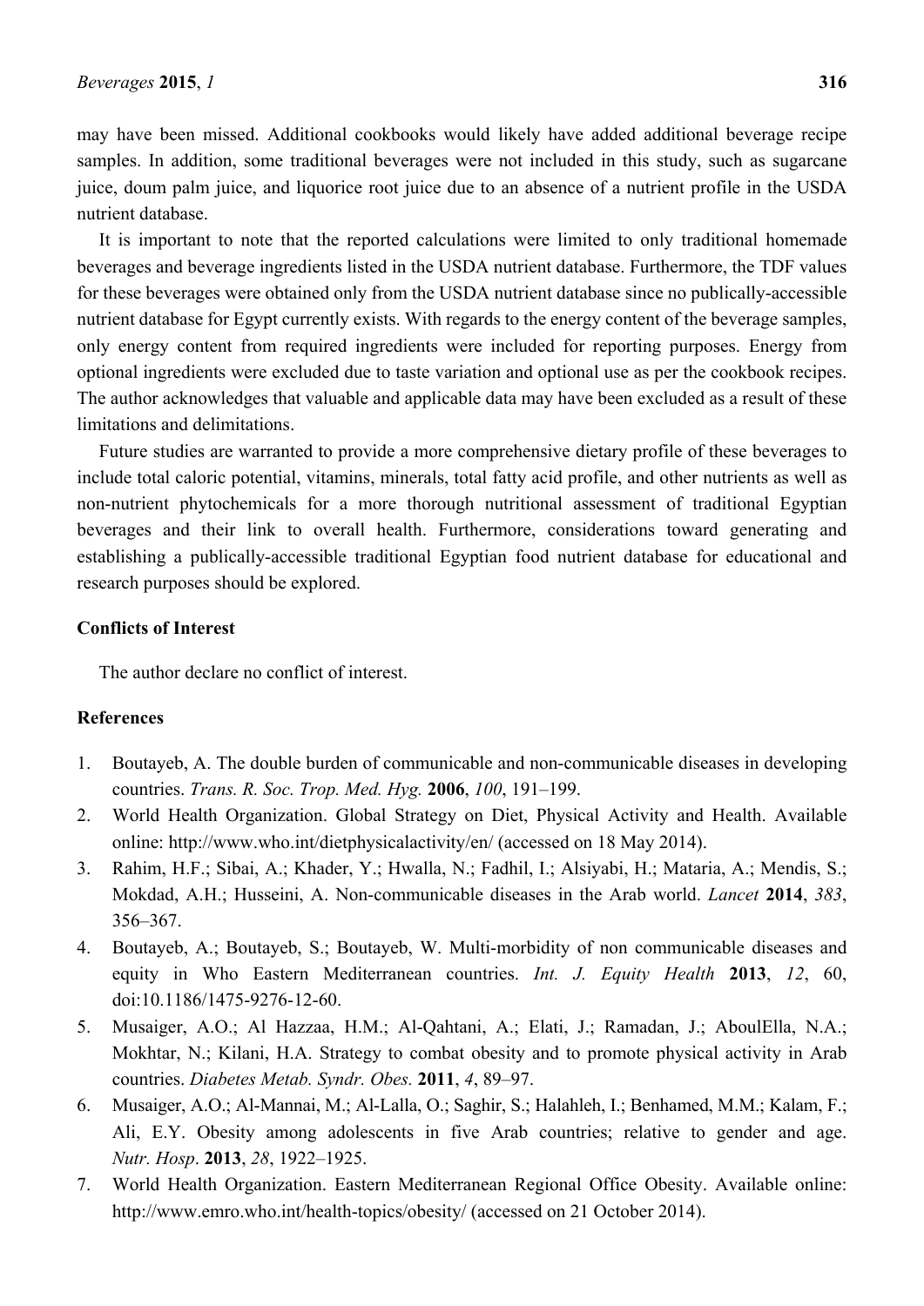may have been missed. Additional cookbooks would likely have added additional beverage recipe samples. In addition, some traditional beverages were not included in this study, such as sugarcane juice, doum palm juice, and liquorice root juice due to an absence of a nutrient profile in the USDA nutrient database.

It is important to note that the reported calculations were limited to only traditional homemade beverages and beverage ingredients listed in the USDA nutrient database. Furthermore, the TDF values for these beverages were obtained only from the USDA nutrient database since no publically-accessible nutrient database for Egypt currently exists. With regards to the energy content of the beverage samples, only energy content from required ingredients were included for reporting purposes. Energy from optional ingredients were excluded due to taste variation and optional use as per the cookbook recipes. The author acknowledges that valuable and applicable data may have been excluded as a result of these limitations and delimitations.

Future studies are warranted to provide a more comprehensive dietary profile of these beverages to include total caloric potential, vitamins, minerals, total fatty acid profile, and other nutrients as well as non-nutrient phytochemicals for a more thorough nutritional assessment of traditional Egyptian beverages and their link to overall health. Furthermore, considerations toward generating and establishing a publically-accessible traditional Egyptian food nutrient database for educational and research purposes should be explored.

## Conflicts of Interest

The author declare no conflict of interest.

## References

1. Boutayeb, A. The double burden of communicable and non-communicable diseases in developing countries. *Trans. R. Soc. Trop. Med. Hyg.* **2006**, *100*, 191–199.
2. World Health Organization. Global Strategy on Diet, Physical Activity and Health. Available online: http://www.who.int/dietphysicalactivity/en/ (accessed on 18 May 2014).
3. Rahim, H.F.; Sibai, A.; Khader, Y.; Hwalla, N.; Fadhil, I.; Alsiyabi, H.; Mataria, A.; Mendis, S.; Mokdad, A.H.; Husseini, A. Non-communicable diseases in the Arab world. *Lancet* **2014**, *383*, 356–367.
4. Boutayeb, A.; Boutayeb, S.; Boutayeb, W. Multi-morbidity of non communicable diseases and equity in Who Eastern Mediterranean countries. *Int. J. Equity Health* **2013**, *12*, 60, doi:10.1186/1475-9276-12-60.
5. Musaiger, A.O.; Al Hazzaa, H.M.; Al-Qahtani, A.; Elati, J.; Ramadan, J.; AboulElla, N.A.; Mokhtar, N.; Kilani, H.A. Strategy to combat obesity and to promote physical activity in Arab countries. *Diabetes Metab. Syndr. Obes.* **2011**, *4*, 89–97.
6. Musaiger, A.O.; Al-Mannai, M.; Al-Lalla, O.; Saghir, S.; Halahleh, I.; Benhamed, M.M.; Kalam, F.; Ali, E.Y. Obesity among adolescents in five Arab countries; relative to gender and age. *Nutr. Hosp*. **2013**, *28*, 1922–1925.
7. World Health Organization. Eastern Mediterranean Regional Office Obesity. Available online: http://www.emro.who.int/health-topics/obesity/ (accessed on 21 October 2014).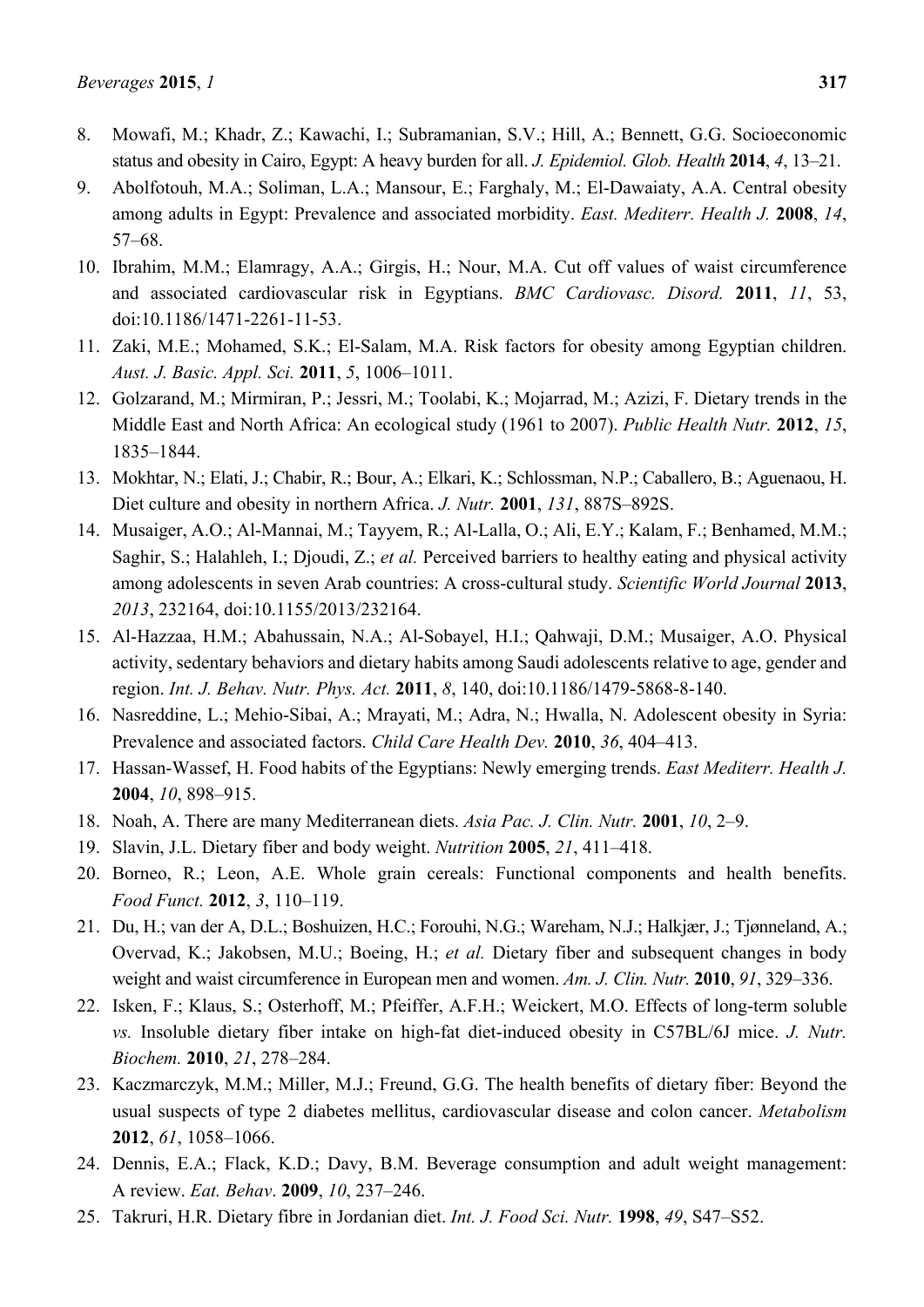8. Mowafi, M.; Khadr, Z.; Kawachi, I.; Subramanian, S.V.; Hill, A.; Bennett, G.G. Socioeconomic status and obesity in Cairo, Egypt: A heavy burden for all. *J. Epidemiol. Glob. Health* **2014**, *4*, 13–21.
9. Abolfotouh, M.A.; Soliman, L.A.; Mansour, E.; Farghaly, M.; El-Dawaiaty, A.A. Central obesity among adults in Egypt: Prevalence and associated morbidity. *East. Mediterr. Health J.* **2008**, *14*, 57–68.
10. Ibrahim, M.M.; Elamragy, A.A.; Girgis, H.; Nour, M.A. Cut off values of waist circumference and associated cardiovascular risk in Egyptians. *BMC Cardiovasc. Disord.* **2011**, *11*, 53, doi:10.1186/1471-2261-11-53.
11. Zaki, M.E.; Mohamed, S.K.; El-Salam, M.A. Risk factors for obesity among Egyptian children. *Aust. J. Basic. Appl. Sci.* **2011**, *5*, 1006–1011.
12. Golzarand, M.; Mirmiran, P.; Jessri, M.; Toolabi, K.; Mojarrad, M.; Azizi, F. Dietary trends in the Middle East and North Africa: An ecological study (1961 to 2007). *Public Health Nutr.* **2012**, *15*, 1835–1844.
13. Mokhtar, N.; Elati, J.; Chabir, R.; Bour, A.; Elkari, K.; Schlossman, N.P.; Caballero, B.; Aguenaou, H. Diet culture and obesity in northern Africa. *J. Nutr.* **2001**, *131*, 887S–892S.
14. Musaiger, A.O.; Al-Mannai, M.; Tayyem, R.; Al-Lalla, O.; Ali, E.Y.; Kalam, F.; Benhamed, M.M.; Saghir, S.; Halahleh, I.; Djoudi, Z.; *et al.* Perceived barriers to healthy eating and physical activity among adolescents in seven Arab countries: A cross-cultural study. *Scientific World Journal* **2013**, *2013*, 232164, doi:10.1155/2013/232164.
15. Al-Hazzaa, H.M.; Abahussain, N.A.; Al-Sobayel, H.I.; Qahwaji, D.M.; Musaiger, A.O. Physical activity, sedentary behaviors and dietary habits among Saudi adolescents relative to age, gender and region. *Int. J. Behav. Nutr. Phys. Act.* **2011**, *8*, 140, doi:10.1186/1479-5868-8-140.
16. Nasreddine, L.; Mehio-Sibai, A.; Mrayati, M.; Adra, N.; Hwalla, N. Adolescent obesity in Syria: Prevalence and associated factors. *Child Care Health Dev.* **2010**, *36*, 404–413.
17. Hassan-Wassef, H. Food habits of the Egyptians: Newly emerging trends. *East Mediterr. Health J.* **2004**, *10*, 898–915.
18. Noah, A. There are many Mediterranean diets. *Asia Pac. J. Clin. Nutr.* **2001**, *10*, 2–9.
19. Slavin, J.L. Dietary fiber and body weight. *Nutrition* **2005**, *21*, 411–418.
20. Borneo, R.; Leon, A.E. Whole grain cereals: Functional components and health benefits. *Food Funct.* **2012**, *3*, 110–119.
21. Du, H.; van der A, D.L.; Boshuizen, H.C.; Forouhi, N.G.; Wareham, N.J.; Halkjær, J.; Tjønneland, A.; Overvad, K.; Jakobsen, M.U.; Boeing, H.; *et al.* Dietary fiber and subsequent changes in body weight and waist circumference in European men and women. *Am. J. Clin. Nutr.* **2010**, *91*, 329–336.
22. Isken, F.; Klaus, S.; Osterhoff, M.; Pfeiffer, A.F.H.; Weickert, M.O. Effects of long-term soluble *vs.* Insoluble dietary fiber intake on high-fat diet-induced obesity in C57BL/6J mice. *J. Nutr. Biochem.* **2010**, *21*, 278–284.
23. Kaczmarczyk, M.M.; Miller, M.J.; Freund, G.G. The health benefits of dietary fiber: Beyond the usual suspects of type 2 diabetes mellitus, cardiovascular disease and colon cancer. *Metabolism* **2012**, *61*, 1058–1066.
24. Dennis, E.A.; Flack, K.D.; Davy, B.M. Beverage consumption and adult weight management: A review. *Eat. Behav*. **2009**, *10*, 237–246.
25. Takruri, H.R. Dietary fibre in Jordanian diet. *Int. J. Food Sci. Nutr.* **1998**, *49*, S47–S52.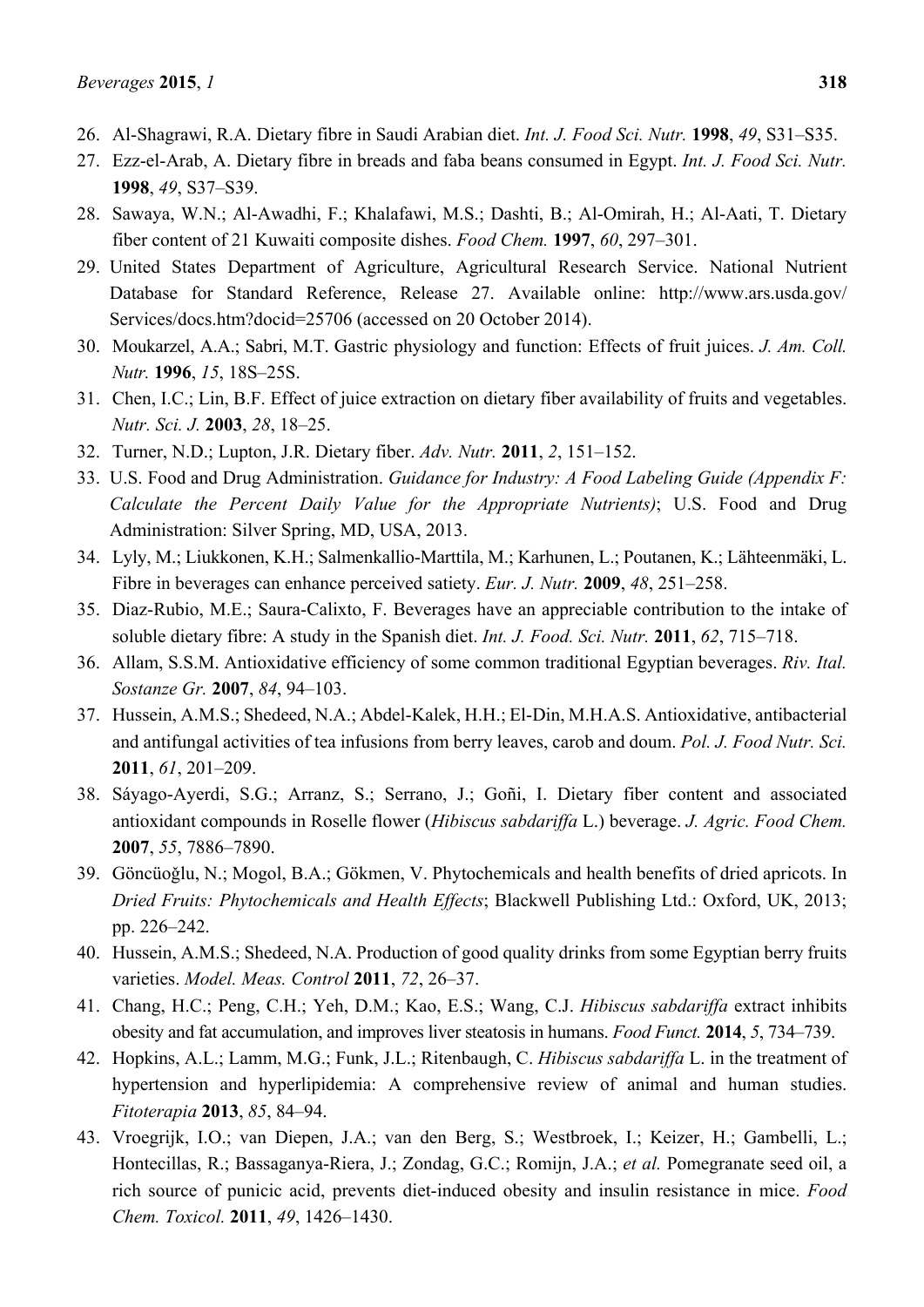26. Al-Shagrawi, R.A. Dietary fibre in Saudi Arabian diet. *Int. J. Food Sci. Nutr.* **1998**, *49*, S31–S35.
27. Ezz-el-Arab, A. Dietary fibre in breads and faba beans consumed in Egypt. *Int. J. Food Sci. Nutr.* **1998**, *49*, S37–S39.
28. Sawaya, W.N.; Al-Awadhi, F.; Khalafawi, M.S.; Dashti, B.; Al-Omirah, H.; Al-Aati, T. Dietary fiber content of 21 Kuwaiti composite dishes. *Food Chem.* **1997**, *60*, 297–301.
29. United States Department of Agriculture, Agricultural Research Service. National Nutrient Database for Standard Reference, Release 27. Available online: http://www.ars.usda.gov/Services/docs.htm?docid=25706 (accessed on 20 October 2014).
30. Moukarzel, A.A.; Sabri, M.T. Gastric physiology and function: Effects of fruit juices. *J. Am. Coll. Nutr.* **1996**, *15*, 18S–25S.
31. Chen, I.C.; Lin, B.F. Effect of juice extraction on dietary fiber availability of fruits and vegetables. *Nutr. Sci. J.* **2003**, *28*, 18–25.
32. Turner, N.D.; Lupton, J.R. Dietary fiber. *Adv. Nutr.* **2011**, *2*, 151–152.
33. U.S. Food and Drug Administration. *Guidance for Industry: A Food Labeling Guide (Appendix F: Calculate the Percent Daily Value for the Appropriate Nutrients)*; U.S. Food and Drug Administration: Silver Spring, MD, USA, 2013.
34. Lyly, M.; Liukkonen, K.H.; Salmenkallio-Marttila, M.; Karhunen, L.; Poutanen, K.; Lähteenmäki, L. Fibre in beverages can enhance perceived satiety. *Eur. J. Nutr.* **2009**, *48*, 251–258.
35. Diaz-Rubio, M.E.; Saura-Calixto, F. Beverages have an appreciable contribution to the intake of soluble dietary fibre: A study in the Spanish diet. *Int. J. Food. Sci. Nutr.* **2011**, *62*, 715–718.
36. Allam, S.S.M. Antioxidative efficiency of some common traditional Egyptian beverages. *Riv. Ital. Sostanze Gr.* **2007**, *84*, 94–103.
37. Hussein, A.M.S.; Shedeed, N.A.; Abdel-Kalek, H.H.; El-Din, M.H.A.S. Antioxidative, antibacterial and antifungal activities of tea infusions from berry leaves, carob and doum. *Pol. J. Food Nutr. Sci.* **2011**, *61*, 201–209.
38. Sáyago-Ayerdi, S.G.; Arranz, S.; Serrano, J.; Goñi, I. Dietary fiber content and associated antioxidant compounds in Roselle flower (*Hibiscus sabdariffa* L.) beverage. *J. Agric. Food Chem.* **2007**, *55*, 7886–7890.
39. Göncüoğlu, N.; Mogol, B.A.; Gökmen, V. Phytochemicals and health benefits of dried apricots. In *Dried Fruits: Phytochemicals and Health Effects*; Blackwell Publishing Ltd.: Oxford, UK, 2013; pp. 226–242.
40. Hussein, A.M.S.; Shedeed, N.A. Production of good quality drinks from some Egyptian berry fruits varieties. *Model. Meas. Control* **2011**, *72*, 26–37.
41. Chang, H.C.; Peng, C.H.; Yeh, D.M.; Kao, E.S.; Wang, C.J. *Hibiscus sabdariffa* extract inhibits obesity and fat accumulation, and improves liver steatosis in humans. *Food Funct.* **2014**, *5*, 734–739.
42. Hopkins, A.L.; Lamm, M.G.; Funk, J.L.; Ritenbaugh, C. *Hibiscus sabdariffa* L. in the treatment of hypertension and hyperlipidemia: A comprehensive review of animal and human studies. *Fitoterapia* **2013**, *85*, 84–94.
43. Vroegrijk, I.O.; van Diepen, J.A.; van den Berg, S.; Westbroek, I.; Keizer, H.; Gambelli, L.; Hontecillas, R.; Bassaganya-Riera, J.; Zondag, G.C.; Romijn, J.A.; *et al.* Pomegranate seed oil, a rich source of punicic acid, prevents diet-induced obesity and insulin resistance in mice. *Food Chem. Toxicol.* **2011**, *49*, 1426–1430.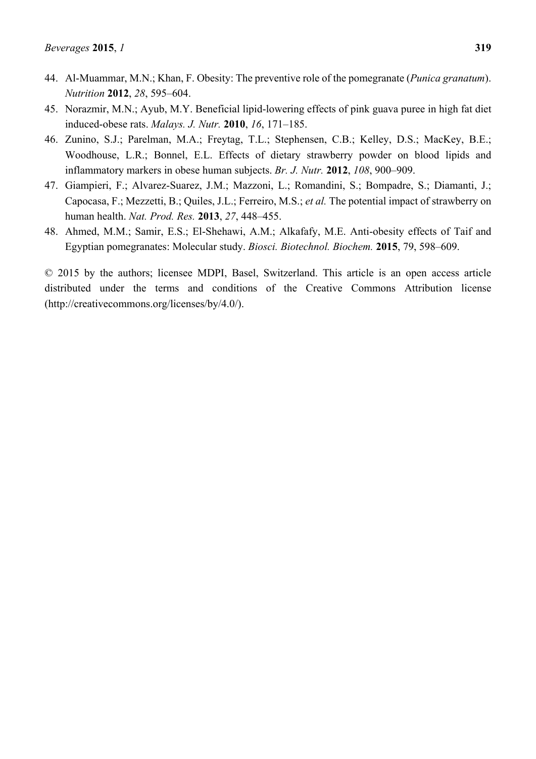44. Al-Muammar, M.N.; Khan, F. Obesity: The preventive role of the pomegranate (*Punica granatum*). *Nutrition* **2012**, *28*, 595–604.
45. Norazmir, M.N.; Ayub, M.Y. Beneficial lipid-lowering effects of pink guava puree in high fat diet induced-obese rats. *Malays. J. Nutr.* **2010**, *16*, 171–185.
46. Zunino, S.J.; Parelman, M.A.; Freytag, T.L.; Stephensen, C.B.; Kelley, D.S.; MacKey, B.E.; Woodhouse, L.R.; Bonnel, E.L. Effects of dietary strawberry powder on blood lipids and inflammatory markers in obese human subjects. *Br. J. Nutr.* **2012**, *108*, 900–909.
47. Giampieri, F.; Alvarez-Suarez, J.M.; Mazzoni, L.; Romandini, S.; Bompadre, S.; Diamanti, J.; Capocasa, F.; Mezzetti, B.; Quiles, J.L.; Ferreiro, M.S.; *et al.* The potential impact of strawberry on human health. *Nat. Prod. Res.* **2013**, *27*, 448–455.
48. Ahmed, M.M.; Samir, E.S.; El-Shehawi, A.M.; Alkafafy, M.E. Anti-obesity effects of Taif and Egyptian pomegranates: Molecular study. *Biosci. Biotechnol. Biochem.* **2015**, 79, 598–609.

© 2015 by the authors; licensee MDPI, Basel, Switzerland. This article is an open access article distributed under the terms and conditions of the Creative Commons Attribution license (http://creativecommons.org/licenses/by/4.0/).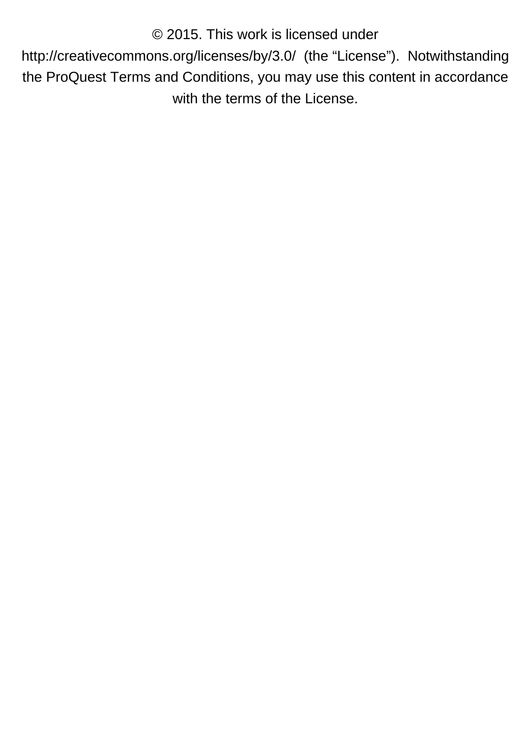© 2015. This work is licensed under http://creativecommons.org/licenses/by/3.0/ (the “License”). Notwithstanding the ProQuest Terms and Conditions, you may use this content in accordance with the terms of the License.